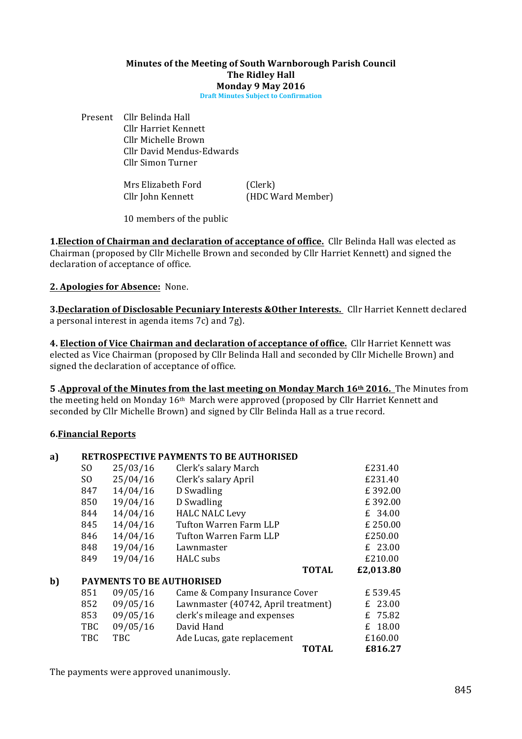# Minutes of the Meeting of South Warnborough Parish Council
## The Ridley Hall
## Monday 9 May 2016

**Draft Minutes Subject to Confirmation**

Present Cllr Belinda Hall
Cllr Harriet Kennett
Cllr Michelle Brown
Cllr David Mendus-Edwards
Cllr Simon Turner

Mrs Elizabeth Ford (Clerk)
Cllr John Kennett (HDC Ward Member)

10 members of the public

**1.Election of Chairman and declaration of acceptance of office.** Cllr Belinda Hall was elected as Chairman (proposed by Cllr Michelle Brown and seconded by Cllr Harriet Kennett) and signed the declaration of acceptance of office.

**2. Apologies for Absence:** None.

**3.Declaration of Disclosable Pecuniary Interests &Other Interests.** Cllr Harriet Kennett declared a personal interest in agenda items 7c) and 7g).

**4. Election of Vice Chairman and declaration of acceptance of office.** Cllr Harriet Kennett was elected as Vice Chairman (proposed by Cllr Belinda Hall and seconded by Cllr Michelle Brown) and signed the declaration of acceptance of office.

**5 .Approval of the Minutes from the last meeting on Monday March 16th 2016.** The Minutes from the meeting held on Monday 16th March were approved (proposed by Cllr Harriet Kennett and seconded by Cllr Michelle Brown) and signed by Cllr Belinda Hall as a true record.

**6.Financial Reports**

| | | | | |
|---|---|---|---|---|
| **a)** | **RETROSPECTIVE PAYMENTS TO BE AUTHORISED** | | | |
| | SO | 25/03/16 | Clerk's salary March | £231.40 |
| | SO | 25/04/16 | Clerk's salary April | £231.40 |
| | 847 | 14/04/16 | D Swadling | £ 392.00 |
| | 850 | 19/04/16 | D Swadling | £ 392.00 |
| | 844 | 14/04/16 | HALC NALC Levy | £ 34.00 |
| | 845 | 14/04/16 | Tufton Warren Farm LLP | £ 250.00 |
| | 846 | 14/04/16 | Tufton Warren Farm LLP | £250.00 |
| | 848 | 19/04/16 | Lawnmaster | £ 23.00 |
| | 849 | 19/04/16 | HALC subs | £210.00 |
| | | | **TOTAL** | **£2,013.80** |
| **b)** | **PAYMENTS TO BE AUTHORISED** | | | |
| | 851 | 09/05/16 | Came & Company Insurance Cover | £ 539.45 |
| | 852 | 09/05/16 | Lawnmaster (40742, April treatment) | £ 23.00 |
| | 853 | 09/05/16 | clerk's mileage and expenses | £ 75.82 |
| | TBC | 09/05/16 | David Hand | £ 18.00 |
| | TBC | TBC | Ade Lucas, gate replacement | £160.00 |
| | | | **TOTAL** | **£816.27** |

The payments were approved unanimously.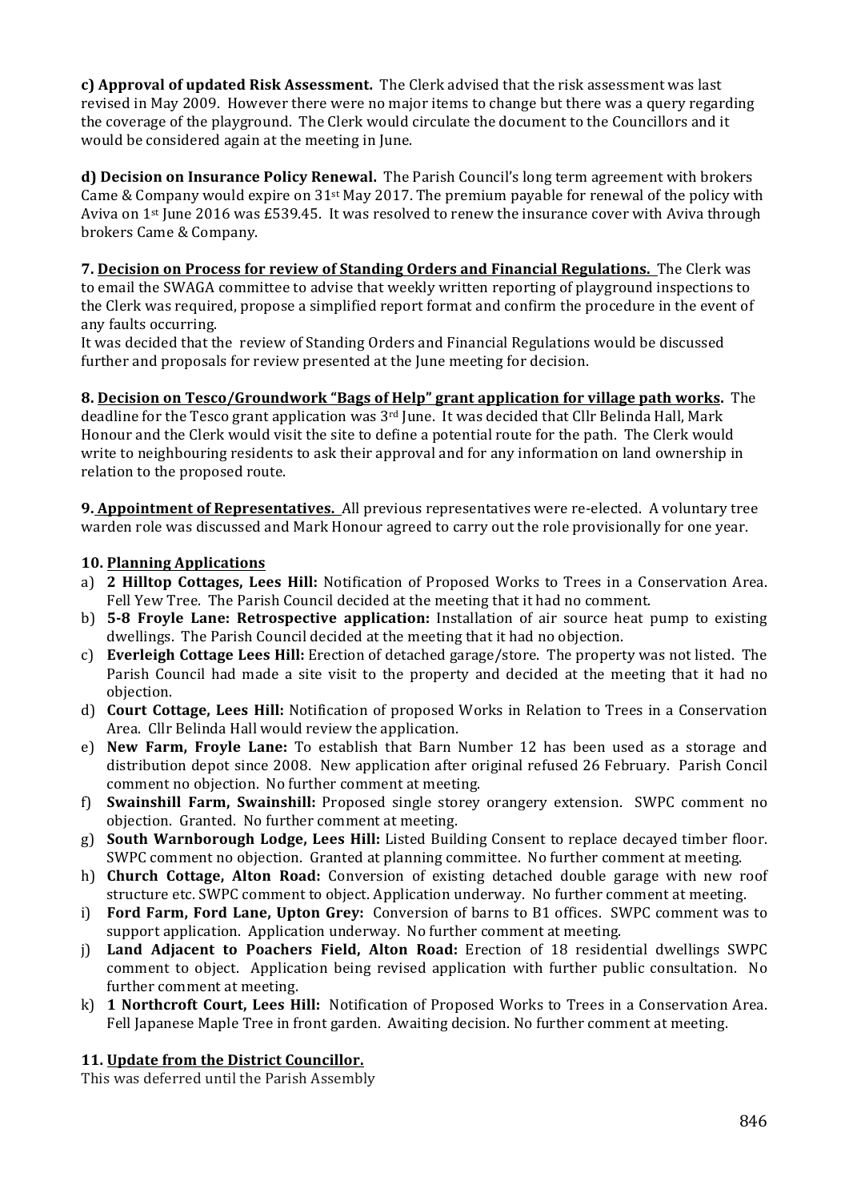**c) Approval of updated Risk Assessment.** The Clerk advised that the risk assessment was last revised in May 2009. However there were no major items to change but there was a query regarding the coverage of the playground. The Clerk would circulate the document to the Councillors and it would be considered again at the meeting in June.

**d) Decision on Insurance Policy Renewal.** The Parish Council's long term agreement with brokers Came & Company would expire on 31st May 2017. The premium payable for renewal of the policy with Aviva on 1st June 2016 was £539.45. It was resolved to renew the insurance cover with Aviva through brokers Came & Company.

**7. Decision on Process for review of Standing Orders and Financial Regulations.** The Clerk was to email the SWAGA committee to advise that weekly written reporting of playground inspections to the Clerk was required, propose a simplified report format and confirm the procedure in the event of any faults occurring.

It was decided that the review of Standing Orders and Financial Regulations would be discussed further and proposals for review presented at the June meeting for decision.

**8. Decision on Tesco/Groundwork "Bags of Help" grant application for village path works.** The deadline for the Tesco grant application was 3rd June. It was decided that Cllr Belinda Hall, Mark Honour and the Clerk would visit the site to define a potential route for the path. The Clerk would write to neighbouring residents to ask their approval and for any information on land ownership in relation to the proposed route.

**9. Appointment of Representatives.** All previous representatives were re-elected. A voluntary tree warden role was discussed and Mark Honour agreed to carry out the role provisionally for one year.

**10. Planning Applications**

a) **2 Hilltop Cottages, Lees Hill:** Notification of Proposed Works to Trees in a Conservation Area. Fell Yew Tree. The Parish Council decided at the meeting that it had no comment.
b) **5-8 Froyle Lane: Retrospective application:** Installation of air source heat pump to existing dwellings. The Parish Council decided at the meeting that it had no objection.
c) **Everleigh Cottage Lees Hill:** Erection of detached garage/store. The property was not listed. The Parish Council had made a site visit to the property and decided at the meeting that it had no objection.
d) **Court Cottage, Lees Hill:** Notification of proposed Works in Relation to Trees in a Conservation Area. Cllr Belinda Hall would review the application.
e) **New Farm, Froyle Lane:** To establish that Barn Number 12 has been used as a storage and distribution depot since 2008. New application after original refused 26 February. Parish Concil comment no objection. No further comment at meeting.
f) **Swainshill Farm, Swainshill:** Proposed single storey orangery extension. SWPC comment no objection. Granted. No further comment at meeting.
g) **South Warnborough Lodge, Lees Hill:** Listed Building Consent to replace decayed timber floor. SWPC comment no objection. Granted at planning committee. No further comment at meeting.
h) **Church Cottage, Alton Road:** Conversion of existing detached double garage with new roof structure etc. SWPC comment to object. Application underway. No further comment at meeting.
i) **Ford Farm, Ford Lane, Upton Grey:** Conversion of barns to B1 offices. SWPC comment was to support application. Application underway. No further comment at meeting.
j) **Land Adjacent to Poachers Field, Alton Road:** Erection of 18 residential dwellings SWPC comment to object. Application being revised application with further public consultation. No further comment at meeting.
k) **1 Northcroft Court, Lees Hill:** Notification of Proposed Works to Trees in a Conservation Area. Fell Japanese Maple Tree in front garden. Awaiting decision. No further comment at meeting.

**11. Update from the District Councillor.**

This was deferred until the Parish Assembly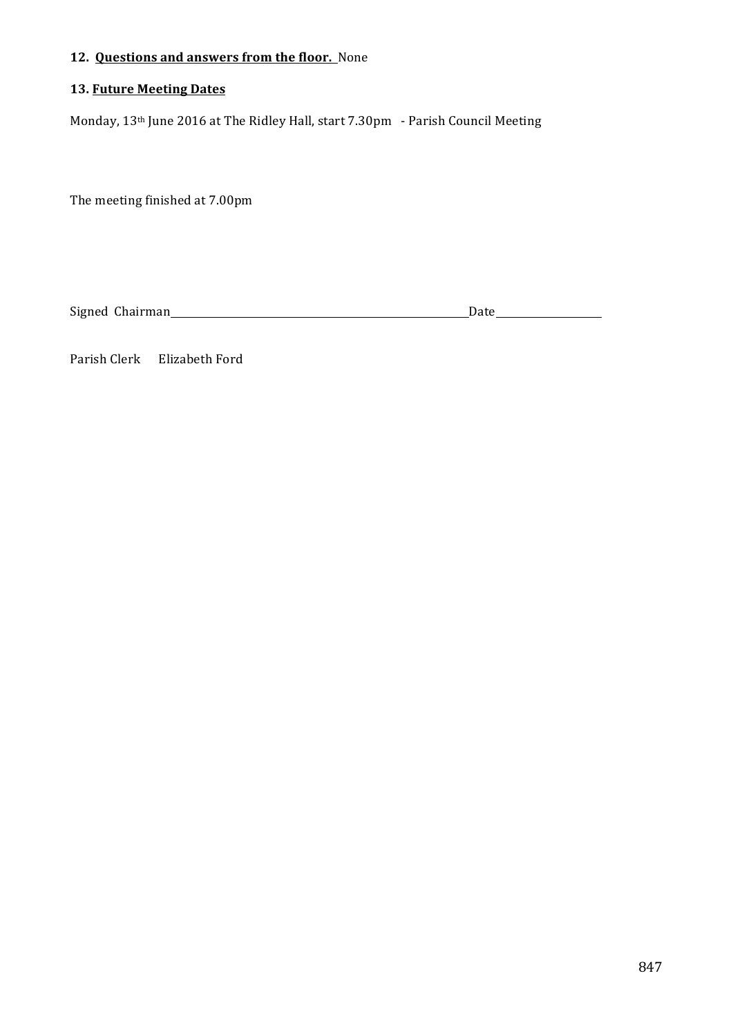**12. Questions and answers from the floor.** None

**13. Future Meeting Dates**

Monday, 13th June 2016 at The Ridley Hall, start 7.30pm - Parish Council Meeting

The meeting finished at 7.00pm

Signed Chairman______________________________ Date______________

Parish Clerk Elizabeth Ford